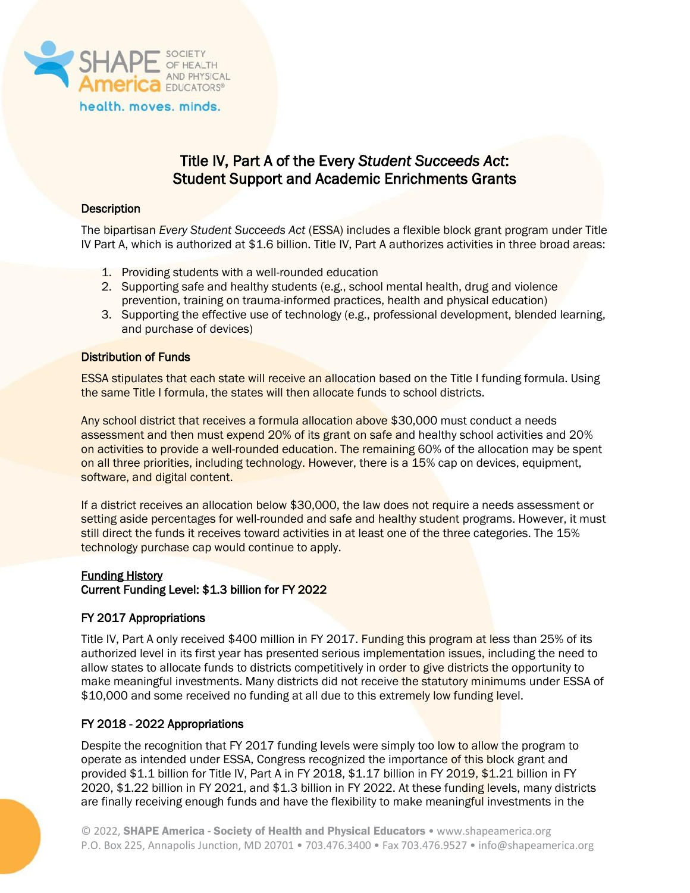# Title IV, Part A of the Every *Student Succeeds Act*: Student Support and Academic Enrichments Grants

### Description

The bipartisan *Every Student Succeeds Act* (ESSA) includes a flexible block grant program under Title IV Part A, which is authorized at $1.6 billion. Title IV, Part A authorizes activities in three broad areas:

1. Providing students with a well-rounded education
2. Supporting safe and healthy students (e.g., school mental health, drug and violence prevention, training on trauma-informed practices, health and physical education)
3. Supporting the effective use of technology (e.g., professional development, blended learning, and purchase of devices)

### Distribution of Funds

ESSA stipulates that each state will receive an allocation based on the Title I funding formula. Using the same Title I formula, the states will then allocate funds to school districts.

Any school district that receives a formula allocation above $30,000 must conduct a needs assessment and then must expend 20% of its grant on safe and healthy school activities and 20% on activities to provide a well-rounded education. The remaining 60% of the allocation may be spent on all three priorities, including technology. However, there is a 15% cap on devices, equipment, software, and digital content.

If a district receives an allocation below $30,000, the law does not require a needs assessment or setting aside percentages for well-rounded and safe and healthy student programs. However, it must still direct the funds it receives toward activities in at least one of the three categories. The 15% technology purchase cap would continue to apply.

### Funding History

**Current Funding Level: $1.3 billion for FY 2022**

### FY 2017 Appropriations

Title IV, Part A only received $400 million in FY 2017. Funding this program at less than 25% of its authorized level in its first year has presented serious implementation issues, including the need to allow states to allocate funds to districts competitively in order to give districts the opportunity to make meaningful investments. Many districts did not receive the statutory minimums under ESSA of $10,000 and some received no funding at all due to this extremely low funding level.

### FY 2018 - 2022 Appropriations

Despite the recognition that FY 2017 funding levels were simply too low to allow the program to operate as intended under ESSA, Congress recognized the importance of this block grant and provided $1.1 billion for Title IV, Part A in FY 2018, $1.17 billion in FY 2019, $1.21 billion in FY 2020, $1.22 billion in FY 2021, and $1.3 billion in FY 2022. At these funding levels, many districts are finally receiving enough funds and have the flexibility to make meaningful investments in the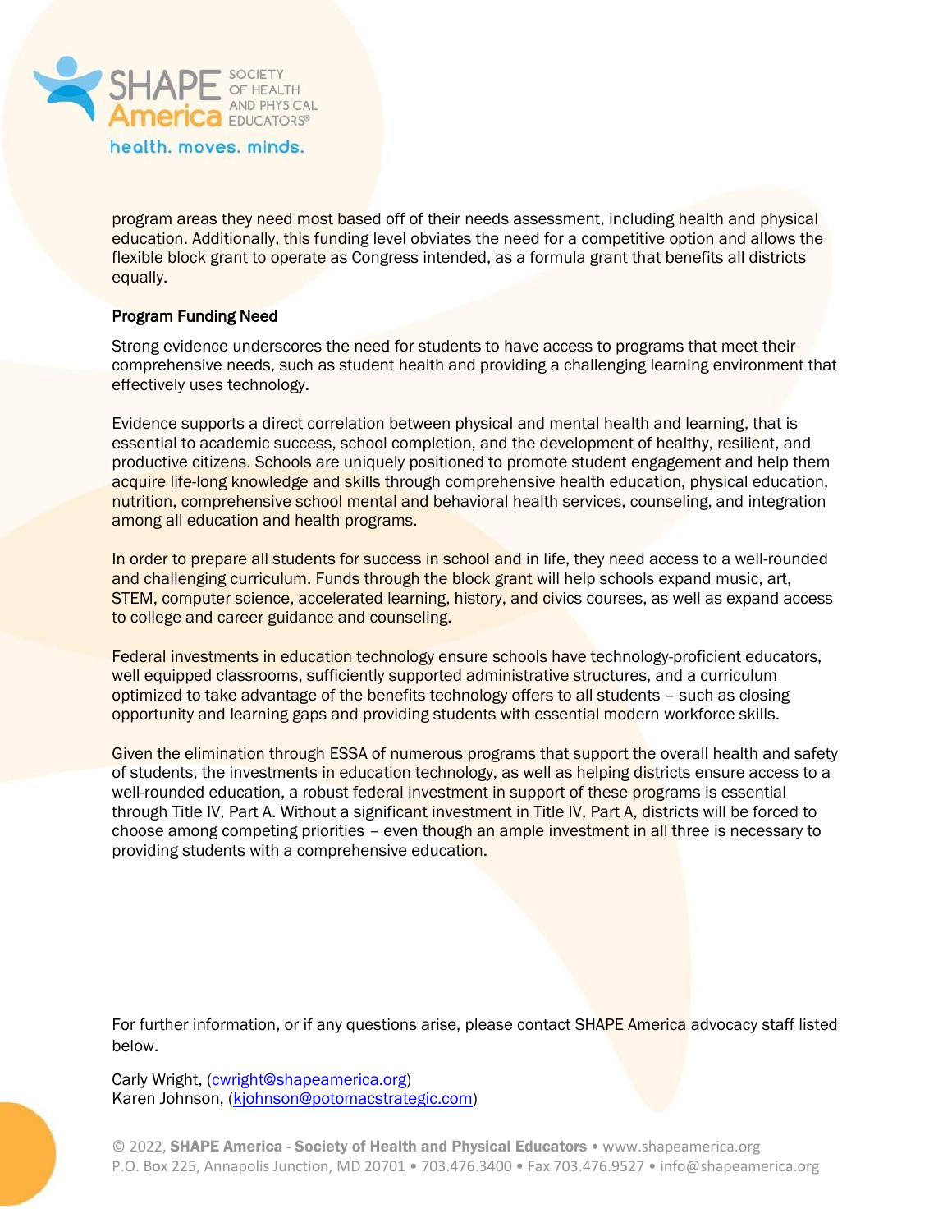program areas they need most based off of their needs assessment, including health and physical education. Additionally, this funding level obviates the need for a competitive option and allows the flexible block grant to operate as Congress intended, as a formula grant that benefits all districts equally.

### Program Funding Need

Strong evidence underscores the need for students to have access to programs that meet their comprehensive needs, such as student health and providing a challenging learning environment that effectively uses technology.

Evidence supports a direct correlation between physical and mental health and learning, that is essential to academic success, school completion, and the development of healthy, resilient, and productive citizens. Schools are uniquely positioned to promote student engagement and help them acquire life-long knowledge and skills through comprehensive health education, physical education, nutrition, comprehensive school mental and behavioral health services, counseling, and integration among all education and health programs.

In order to prepare all students for success in school and in life, they need access to a well-rounded and challenging curriculum. Funds through the block grant will help schools expand music, art, STEM, computer science, accelerated learning, history, and civics courses, as well as expand access to college and career guidance and counseling.

Federal investments in education technology ensure schools have technology-proficient educators, well equipped classrooms, sufficiently supported administrative structures, and a curriculum optimized to take advantage of the benefits technology offers to all students – such as closing opportunity and learning gaps and providing students with essential modern workforce skills.

Given the elimination through ESSA of numerous programs that support the overall health and safety of students, the investments in education technology, as well as helping districts ensure access to a well-rounded education, a robust federal investment in support of these programs is essential through Title IV, Part A. Without a significant investment in Title IV, Part A, districts will be forced to choose among competing priorities – even though an ample investment in all three is necessary to providing students with a comprehensive education.

For further information, or if any questions arise, please contact SHAPE America advocacy staff listed below.

Carly Wright, (cwright@shapeamerica.org)
Karen Johnson, (kjohnson@potomacstrategic.com)